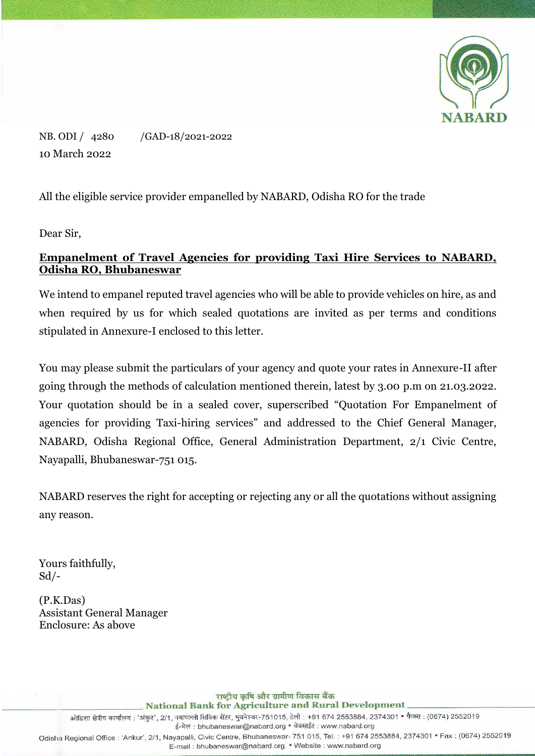NB. ODI / 4280 /GAD-18/2021-2022
10 March 2022

All the eligible service provider empanelled by NABARD, Odisha RO for the trade

Dear Sir,

**Empanelment of Travel Agencies for providing Taxi Hire Services to NABARD, Odisha RO, Bhubaneswar**

We intend to empanel reputed travel agencies who will be able to provide vehicles on hire, as and when required by us for which sealed quotations are invited as per terms and conditions stipulated in Annexure-I enclosed to this letter.

You may please submit the particulars of your agency and quote your rates in Annexure-II after going through the methods of calculation mentioned therein, latest by 3.00 p.m on 21.03.2022. Your quotation should be in a sealed cover, superscribed "Quotation For Empanelment of agencies for providing Taxi-hiring services" and addressed to the Chief General Manager, NABARD, Odisha Regional Office, General Administration Department, 2/1 Civic Centre, Nayapalli, Bhubaneswar-751 015.

NABARD reserves the right for accepting or rejecting any or all the quotations without assigning any reason.

Yours faithfully,
Sd/-

(P.K.Das)
Assistant General Manager
Enclosure: As above

राष्ट्रीय कृषि और ग्रामीण विकास बैंक
National Bank for Agriculture and Rural Development

ओडिशा क्षेत्रीय कार्यालय : 'अंकुर', 2/1, नयापल्ली सिविक सेंटर, भुवनेश्वर-751015, टेली : +91 674 2553884, 2374301 • फैक्स : (0674) 2552019
ई-मेल : bhubaneswar@nabard.org • वेबसाईट : www.nabard.org

Odisha Regional Office : 'Ankur', 2/1, Nayapalli, Civic Centre, Bhubaneswar- 751 015, Tel. : +91 674 2553884, 2374301 • Fax : (0674) 2552019
E-mail : bhubaneswar@nabard.org. • Website : www.nabard.org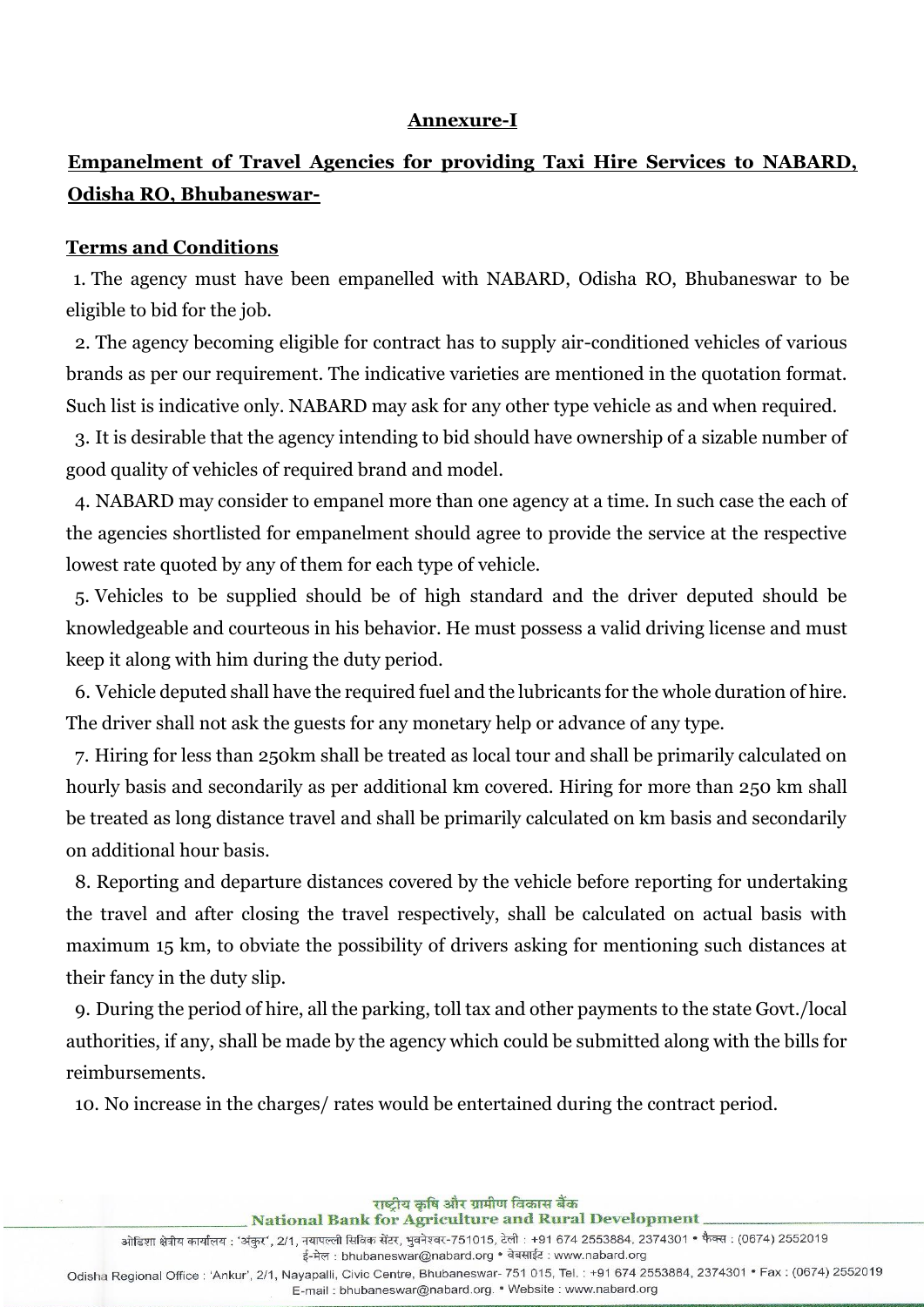**Annexure-I**

## Empanelment of Travel Agencies for providing Taxi Hire Services to NABARD, Odisha RO, Bhubaneswar-

**Terms and Conditions**

1. The agency must have been empanelled with NABARD, Odisha RO, Bhubaneswar to be eligible to bid for the job.
2. The agency becoming eligible for contract has to supply air-conditioned vehicles of various brands as per our requirement. The indicative varieties are mentioned in the quotation format. Such list is indicative only. NABARD may ask for any other type vehicle as and when required.
3. It is desirable that the agency intending to bid should have ownership of a sizable number of good quality of vehicles of required brand and model.
4. NABARD may consider to empanel more than one agency at a time. In such case the each of the agencies shortlisted for empanelment should agree to provide the service at the respective lowest rate quoted by any of them for each type of vehicle.
5. Vehicles to be supplied should be of high standard and the driver deputed should be knowledgeable and courteous in his behavior. He must possess a valid driving license and must keep it along with him during the duty period.
6. Vehicle deputed shall have the required fuel and the lubricants for the whole duration of hire. The driver shall not ask the guests for any monetary help or advance of any type.
7. Hiring for less than 250km shall be treated as local tour and shall be primarily calculated on hourly basis and secondarily as per additional km covered. Hiring for more than 250 km shall be treated as long distance travel and shall be primarily calculated on km basis and secondarily on additional hour basis.
8. Reporting and departure distances covered by the vehicle before reporting for undertaking the travel and after closing the travel respectively, shall be calculated on actual basis with maximum 15 km, to obviate the possibility of drivers asking for mentioning such distances at their fancy in the duty slip.
9. During the period of hire, all the parking, toll tax and other payments to the state Govt./local authorities, if any, shall be made by the agency which could be submitted along with the bills for reimbursements.
10. No increase in the charges/ rates would be entertained during the contract period.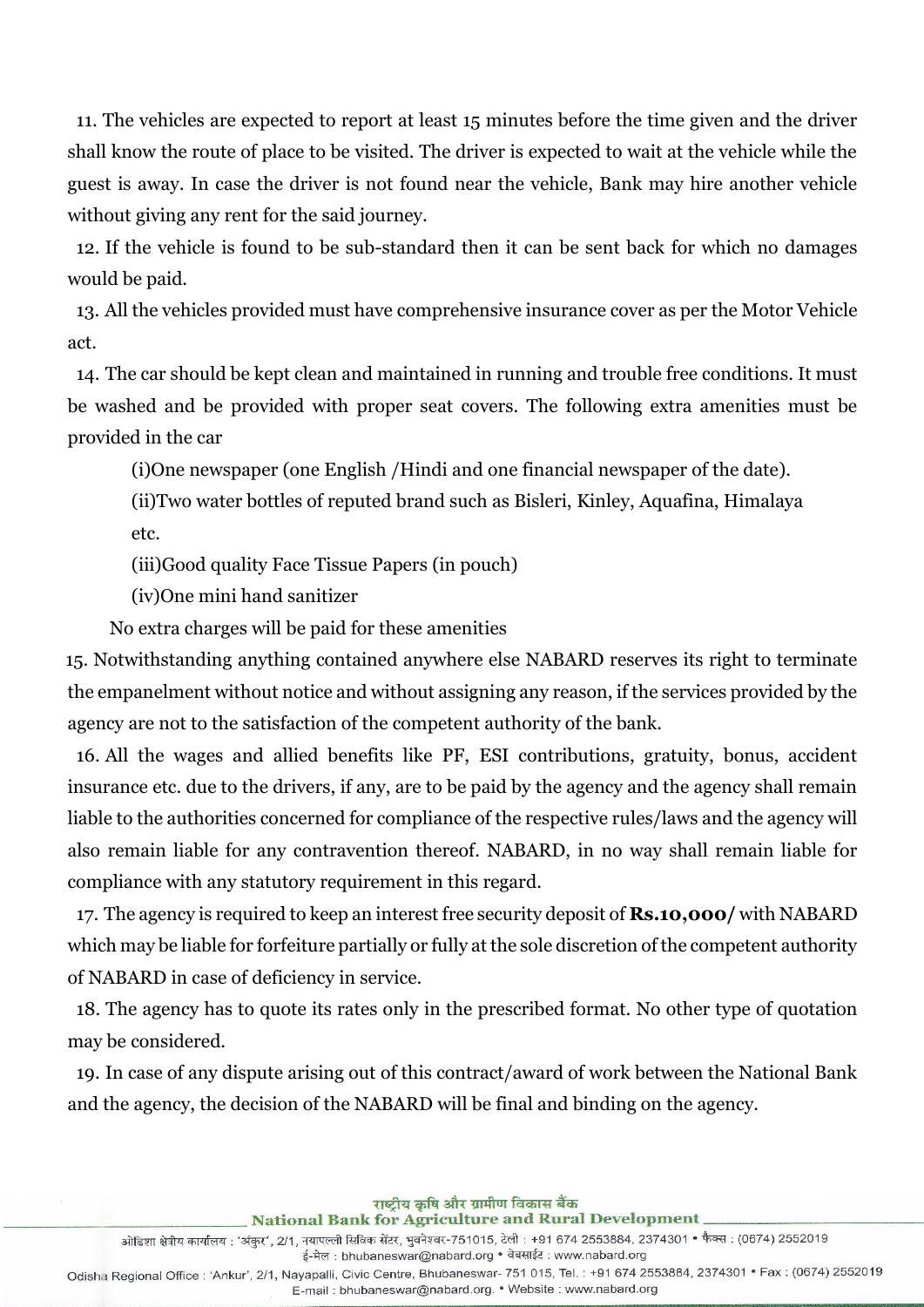11. The vehicles are expected to report at least 15 minutes before the time given and the driver shall know the route of place to be visited. The driver is expected to wait at the vehicle while the guest is away. In case the driver is not found near the vehicle, Bank may hire another vehicle without giving any rent for the said journey.

12. If the vehicle is found to be sub-standard then it can be sent back for which no damages would be paid.

13. All the vehicles provided must have comprehensive insurance cover as per the Motor Vehicle act.

14. The car should be kept clean and maintained in running and trouble free conditions. It must be washed and be provided with proper seat covers. The following extra amenities must be provided in the car

(i)One newspaper (one English /Hindi and one financial newspaper of the date).

(ii)Two water bottles of reputed brand such as Bisleri, Kinley, Aquafina, Himalaya etc.

(iii)Good quality Face Tissue Papers (in pouch)

(iv)One mini hand sanitizer

No extra charges will be paid for these amenities

15. Notwithstanding anything contained anywhere else NABARD reserves its right to terminate the empanelment without notice and without assigning any reason, if the services provided by the agency are not to the satisfaction of the competent authority of the bank.

16. All the wages and allied benefits like PF, ESI contributions, gratuity, bonus, accident insurance etc. due to the drivers, if any, are to be paid by the agency and the agency shall remain liable to the authorities concerned for compliance of the respective rules/laws and the agency will also remain liable for any contravention thereof. NABARD, in no way shall remain liable for compliance with any statutory requirement in this regard.

17. The agency is required to keep an interest free security deposit of **Rs.10,000/** with NABARD which may be liable for forfeiture partially or fully at the sole discretion of the competent authority of NABARD in case of deficiency in service.

18. The agency has to quote its rates only in the prescribed format. No other type of quotation may be considered.

19. In case of any dispute arising out of this contract/award of work between the National Bank and the agency, the decision of the NABARD will be final and binding on the agency.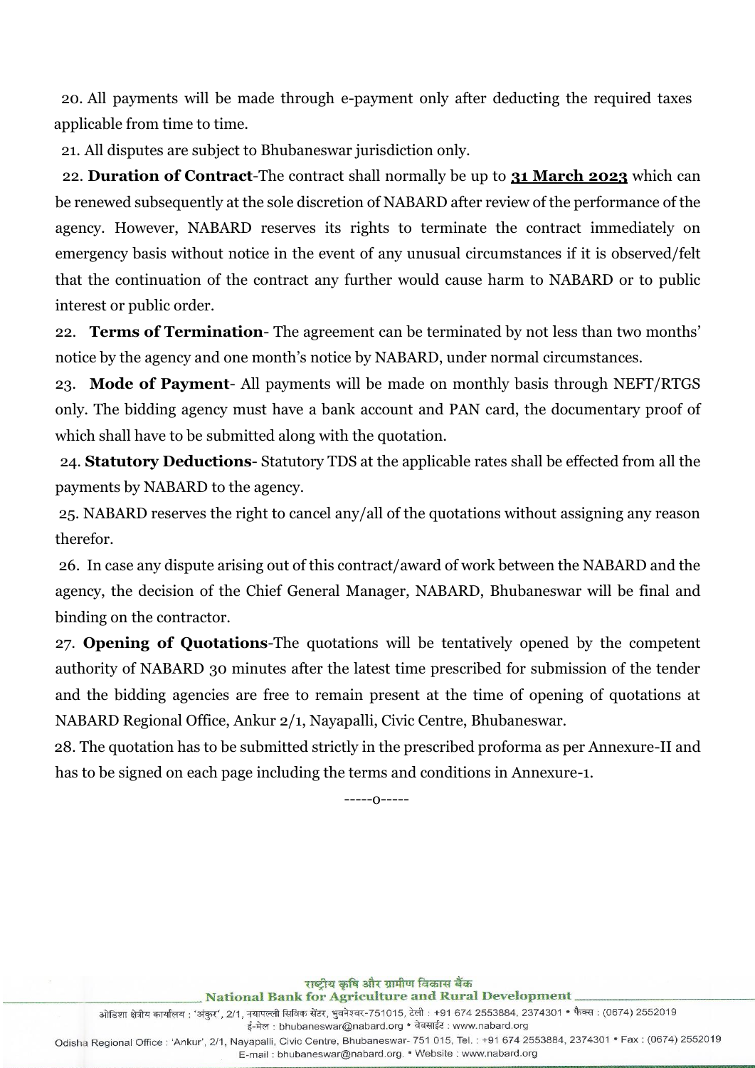20. All payments will be made through e-payment only after deducting the required taxes applicable from time to time.

21. All disputes are subject to Bhubaneswar jurisdiction only.

22. **Duration of Contract**-The contract shall normally be up to **<u>31 March 2023</u>** which can be renewed subsequently at the sole discretion of NABARD after review of the performance of the agency. However, NABARD reserves its rights to terminate the contract immediately on emergency basis without notice in the event of any unusual circumstances if it is observed/felt that the continuation of the contract any further would cause harm to NABARD or to public interest or public order.

22. **Terms of Termination**- The agreement can be terminated by not less than two months' notice by the agency and one month's notice by NABARD, under normal circumstances.

23. **Mode of Payment**- All payments will be made on monthly basis through NEFT/RTGS only. The bidding agency must have a bank account and PAN card, the documentary proof of which shall have to be submitted along with the quotation.

24. **Statutory Deductions**- Statutory TDS at the applicable rates shall be effected from all the payments by NABARD to the agency.

25. NABARD reserves the right to cancel any/all of the quotations without assigning any reason therefor.

26. In case any dispute arising out of this contract/award of work between the NABARD and the agency, the decision of the Chief General Manager, NABARD, Bhubaneswar will be final and binding on the contractor.

27. **Opening of Quotations**-The quotations will be tentatively opened by the competent authority of NABARD 30 minutes after the latest time prescribed for submission of the tender and the bidding agencies are free to remain present at the time of opening of quotations at NABARD Regional Office, Ankur 2/1, Nayapalli, Civic Centre, Bhubaneswar.

28. The quotation has to be submitted strictly in the prescribed proforma as per Annexure-II and has to be signed on each page including the terms and conditions in Annexure-1.

-----o-----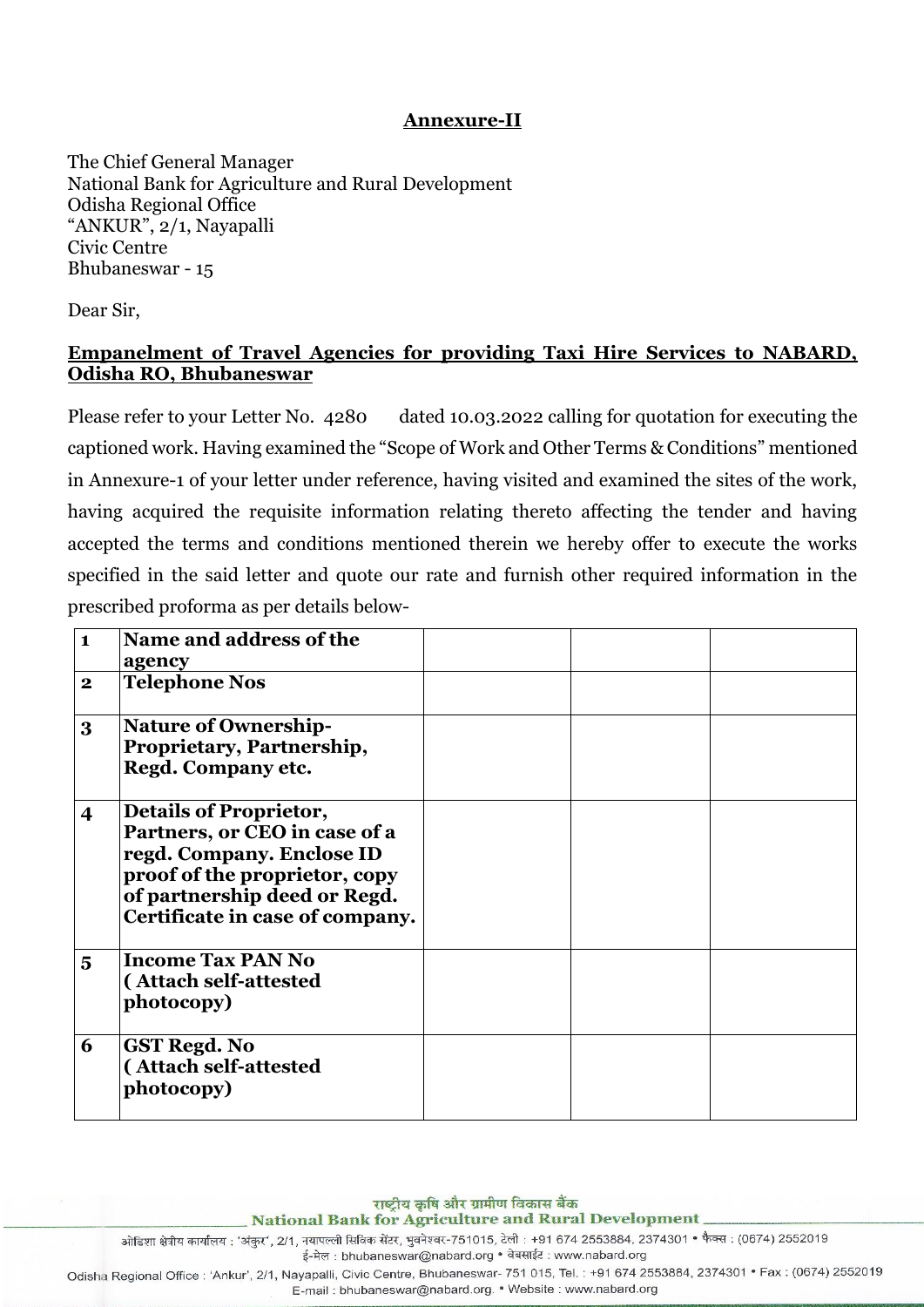## Annexure-II

The Chief General Manager
National Bank for Agriculture and Rural Development
Odisha Regional Office
"ANKUR", 2/1, Nayapalli
Civic Centre
Bhubaneswar - 15

Dear Sir,

**Empanelment of Travel Agencies for providing Taxi Hire Services to NABARD, Odisha RO, Bhubaneswar**

Please refer to your Letter No. 4280 dated 10.03.2022 calling for quotation for executing the captioned work. Having examined the "Scope of Work and Other Terms & Conditions" mentioned in Annexure-1 of your letter under reference, having visited and examined the sites of the work, having acquired the requisite information relating thereto affecting the tender and having accepted the terms and conditions mentioned therein we hereby offer to execute the works specified in the said letter and quote our rate and furnish other required information in the prescribed proforma as per details below-

| | | | | |
|---|---|---|---|---|
| **1** | **Name and address of the agency** | | | |
| **2** | **Telephone Nos** | | | |
| **3** | **Nature of Ownership- Proprietary, Partnership, Regd. Company etc.** | | | |
| **4** | **Details of Proprietor, Partners, or CEO in case of a regd. Company. Enclose ID proof of the proprietor, copy of partnership deed or Regd. Certificate in case of company.** | | | |
| **5** | **Income Tax PAN No ( Attach self-attested photocopy)** | | | |
| **6** | **GST Regd. No ( Attach self-attested photocopy)** | | | |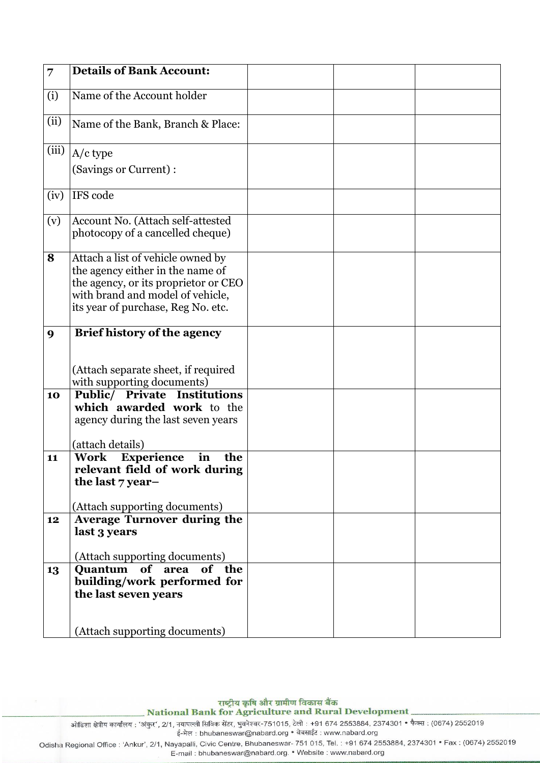| 7 | **Details of Bank Account:** | | | |
|---|---|---|---|---|
| (i) | Name of the Account holder | | | |
| (ii) | Name of the Bank, Branch & Place: | | | |
| (iii) | A/c type<br>(Savings or Current) : | | | |
| (iv) | IFS code | | | |
| (v) | Account No. (Attach self-attested photocopy of a cancelled cheque) | | | |
| **8** | Attach a list of vehicle owned by the agency either in the name of the agency, or its proprietor or CEO with brand and model of vehicle, its year of purchase, Reg No. etc. | | | |
| **9** | **Brief history of the agency**<br><br>(Attach separate sheet, if required with supporting documents) | | | |
| **10** | **Public/ Private Institutions which awarded work** to the agency during the last seven years<br><br>(attach details) | | | |
| **11** | **Work Experience in the relevant field of work during the last 7 year–**<br><br>(Attach supporting documents) | | | |
| **12** | **Average Turnover during the last 3 years**<br><br>(Attach supporting documents) | | | |
| **13** | **Quantum of area of the building/work performed for the last seven years**<br><br>(Attach supporting documents) | | | |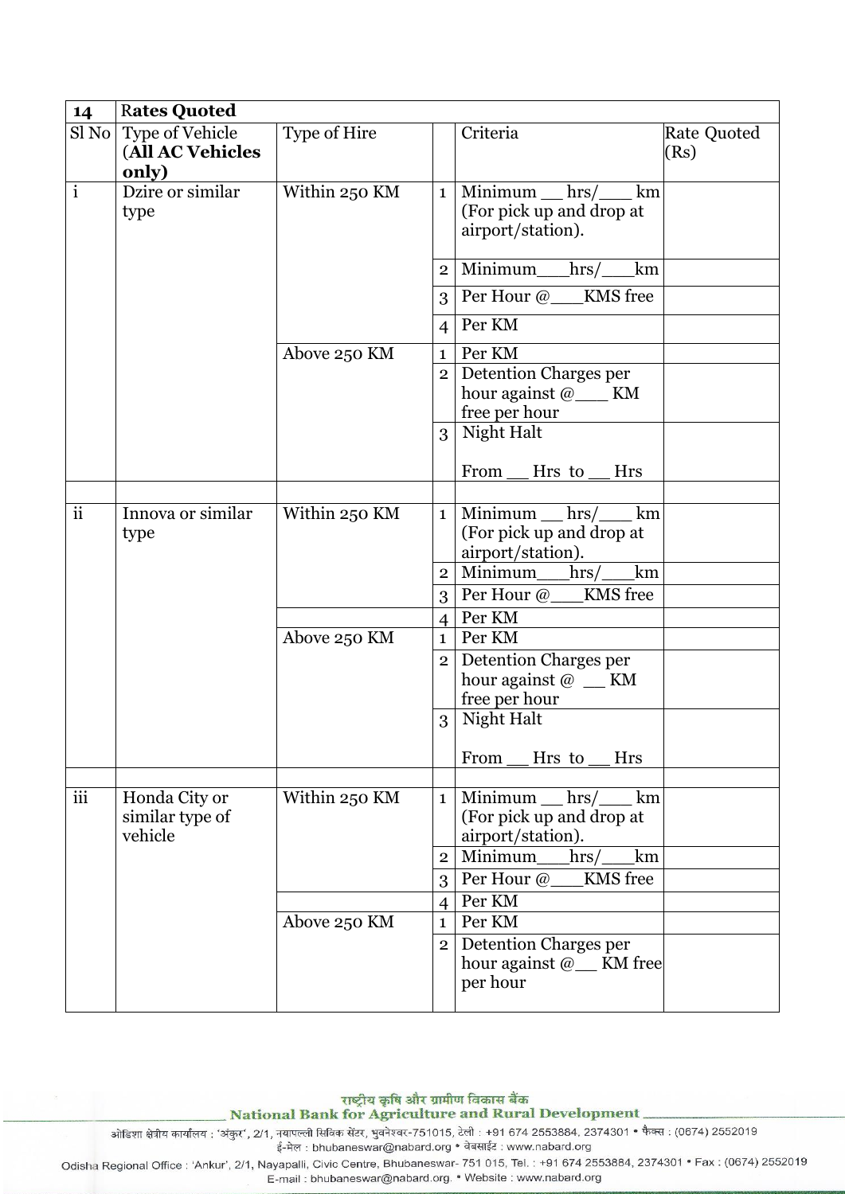| 14 | Rates Quoted | | | | |
|---|---|---|---|---|---|
| Sl No | Type of Vehicle (**All AC Vehicles only)** | Type of Hire | | Criteria | Rate Quoted (Rs) |
| i | Dzire or similar type | Within 250 KM | 1 | Minimum __ hrs/___ km (For pick up and drop at airport/station). | |
| | | | 2 | Minimum___hrs/___km | |
| | | | 3 | Per Hour @___KMS free | |
| | | | 4 | Per KM | |
| | | Above 250 KM | 1 | Per KM | |
| | | | 2 | Detention Charges per hour against @___ KM free per hour | |
| | | | 3 | Night Halt<br><br>From __ Hrs to __ Hrs | |
| | | | | | |
| ii | Innova or similar type | Within 250 KM | 1 | Minimum __ hrs/___ km (For pick up and drop at airport/station). | |
| | | | 2 | Minimum___hrs/___km | |
| | | | 3 | Per Hour @___KMS free | |
| | | | 4 | Per KM | |
| | | Above 250 KM | 1 | Per KM | |
| | | | 2 | Detention Charges per hour against @ __ KM free per hour | |
| | | | 3 | Night Halt<br><br>From __ Hrs to __ Hrs | |
| | | | | | |
| iii | Honda City or similar type of vehicle | Within 250 KM | 1 | Minimum __ hrs/___ km (For pick up and drop at airport/station). | |
| | | | 2 | Minimum___hrs/___km | |
| | | | 3 | Per Hour @___KMS free | |
| | | | 4 | Per KM | |
| | | Above 250 KM | 1 | Per KM | |
| | | | 2 | Detention Charges per hour against @__ KM free per hour | |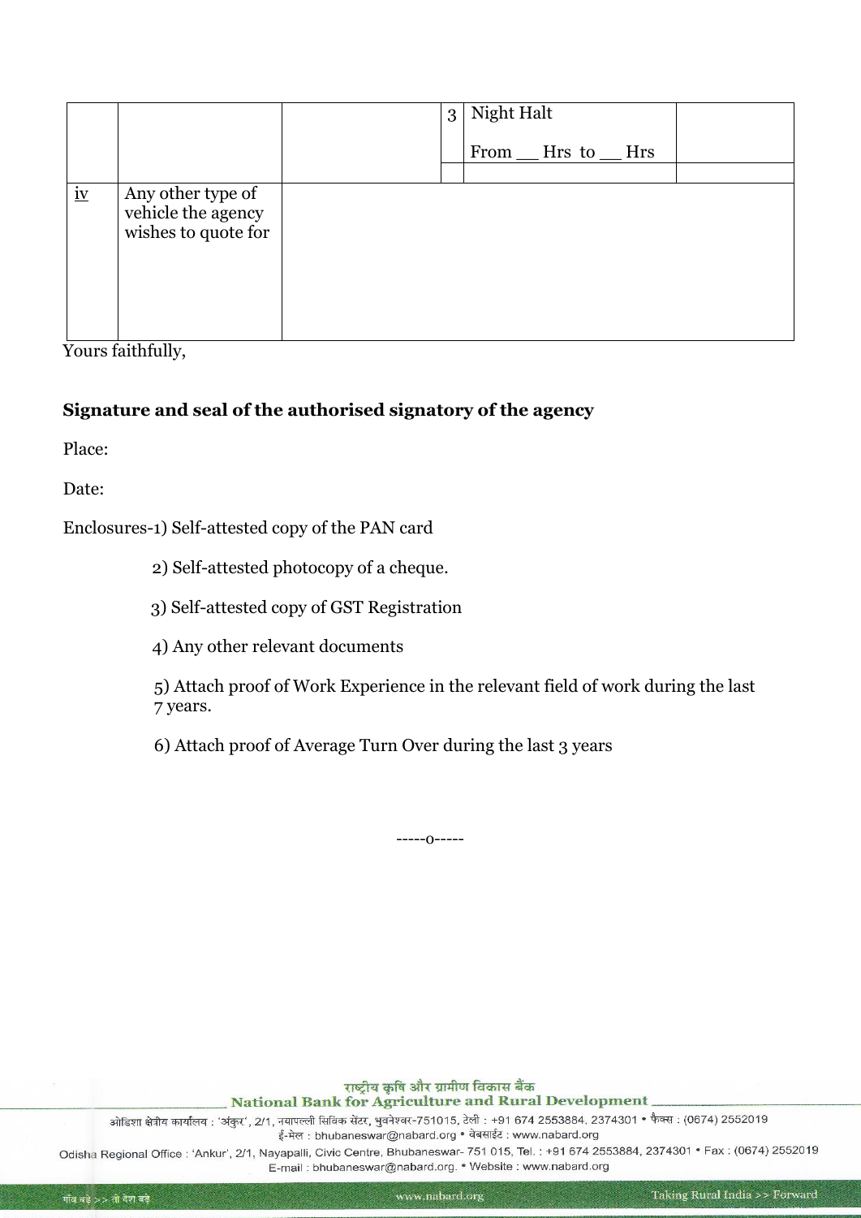| | | | | |
|---|---|---|---|---|
| | | | 3 | Night Halt<br><br>From __ Hrs to __ Hrs | |
| | | | | | |
| iv | Any other type of vehicle the agency wishes to quote for | | | | |

Yours faithfully,

**Signature and seal of the authorised signatory of the agency**

Place:

Date:

Enclosures-1) Self-attested copy of the PAN card

2) Self-attested photocopy of a cheque.

3) Self-attested copy of GST Registration

4) Any other relevant documents

5) Attach proof of Work Experience in the relevant field of work during the last 7 years.

6) Attach proof of Average Turn Over during the last 3 years

-----o-----